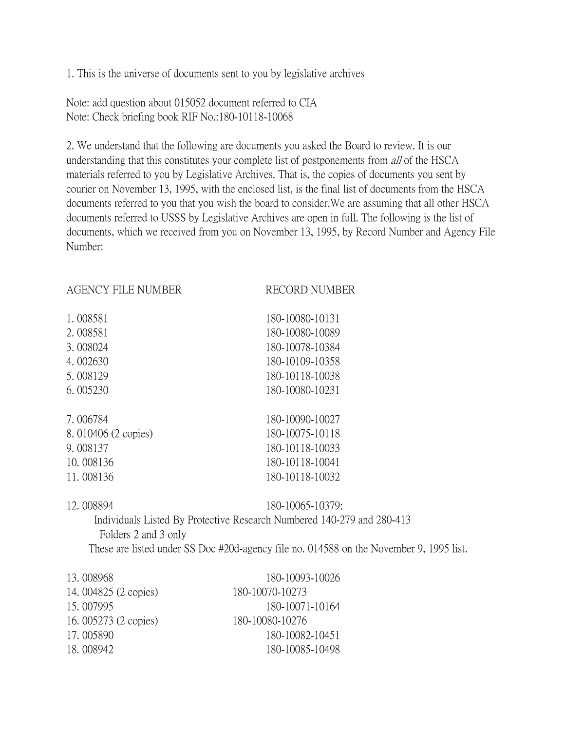1. This is the universe of documents sent to you by legislative archives

Note: add question about 015052 document referred to CIA
Note: Check briefing book RIF No.:180-10118-10068

2. We understand that the following are documents you asked the Board to review. It is our understanding that this constitutes your complete list of postponements from *all* of the HSCA materials referred to you by Legislative Archives. That is, the copies of documents you sent by courier on November 13, 1995, with the enclosed list, is the final list of documents from the HSCA documents referred to you that you wish the board to consider.We are assuming that all other HSCA documents referred to USSS by Legislative Archives are open in full. The following is the list of documents, which we received from you on November 13, 1995, by Record Number and Agency File Number:

| AGENCY FILE NUMBER | RECORD NUMBER |
|---|---|
| 1. 008581 | 180-10080-10131 |
| 2. 008581 | 180-10080-10089 |
| 3. 008024 | 180-10078-10384 |
| 4. 002630 | 180-10109-10358 |
| 5. 008129 | 180-10118-10038 |
| 6. 005230 | 180-10080-10231 |
| 7. 006784 | 180-10090-10027 |
| 8. 010406 (2 copies) | 180-10075-10118 |
| 9. 008137 | 180-10118-10033 |
| 10. 008136 | 180-10118-10041 |
| 11. 008136 | 180-10118-10032 |
| 12. 008894 | 180-10065-10379: |

Individuals Listed By Protective Research Numbered 140-279 and 280-413
Folders 2 and 3 only
These are listed under SS Doc #20d-agency file no. 014588 on the November 9, 1995 list.

| AGENCY FILE NUMBER | RECORD NUMBER |
|---|---|
| 13. 008968 | 180-10093-10026 |
| 14. 004825 (2 copies) | 180-10070-10273 |
| 15. 007995 | 180-10071-10164 |
| 16. 005273 (2 copies) | 180-10080-10276 |
| 17. 005890 | 180-10082-10451 |
| 18. 008942 | 180-10085-10498 |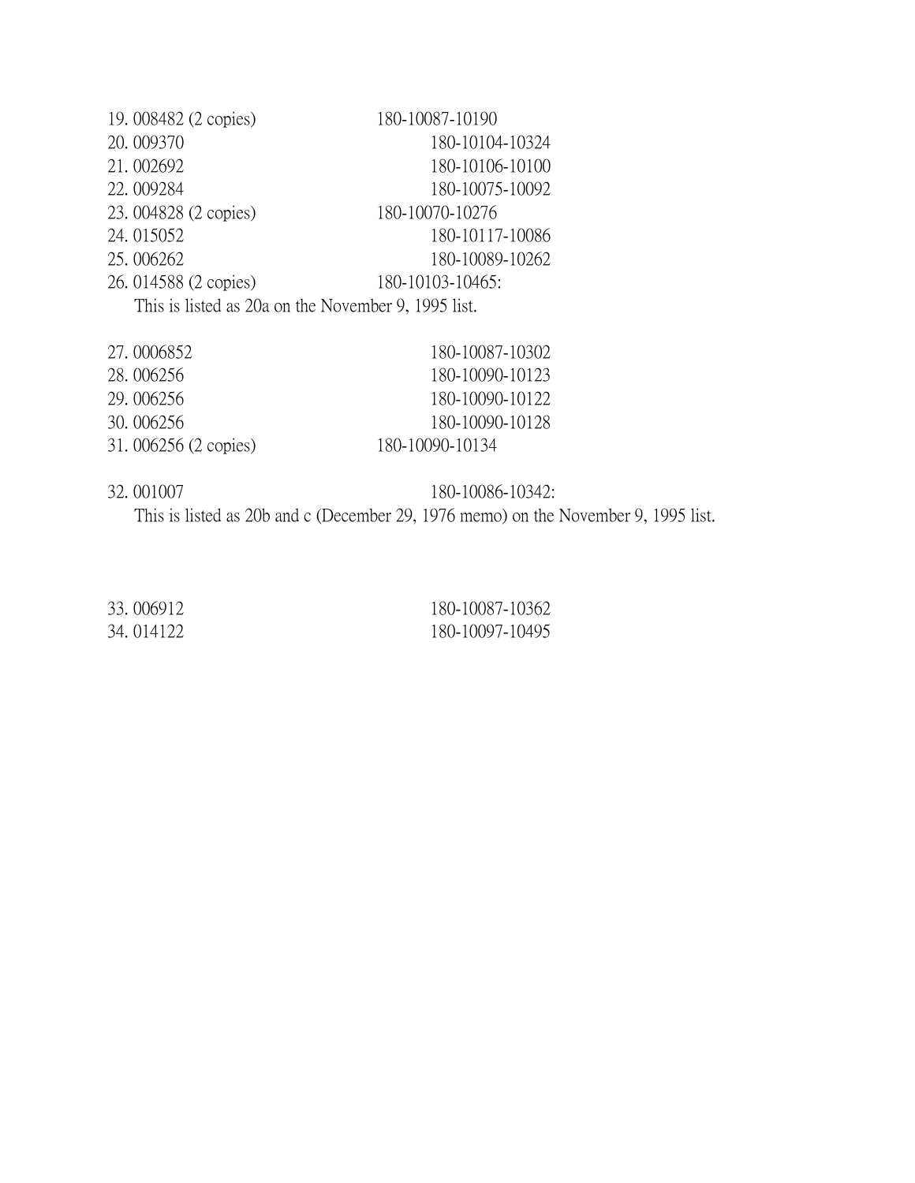19. 008482 (2 copies) 180-10087-10190
20. 009370 180-10104-10324
21. 002692 180-10106-10100
22. 009284 180-10075-10092
23. 004828 (2 copies) 180-10070-10276
24. 015052 180-10117-10086
25. 006262 180-10089-10262
26. 014588 (2 copies) 180-10103-10465:
    This is listed as 20a on the November 9, 1995 list.

27. 0006852 180-10087-10302
28. 006256 180-10090-10123
29. 006256 180-10090-10122
30. 006256 180-10090-10128
31. 006256 (2 copies) 180-10090-10134

32. 001007 180-10086-10342:
    This is listed as 20b and c (December 29, 1976 memo) on the November 9, 1995 list.

33. 006912 180-10087-10362
34. 014122 180-10097-10495